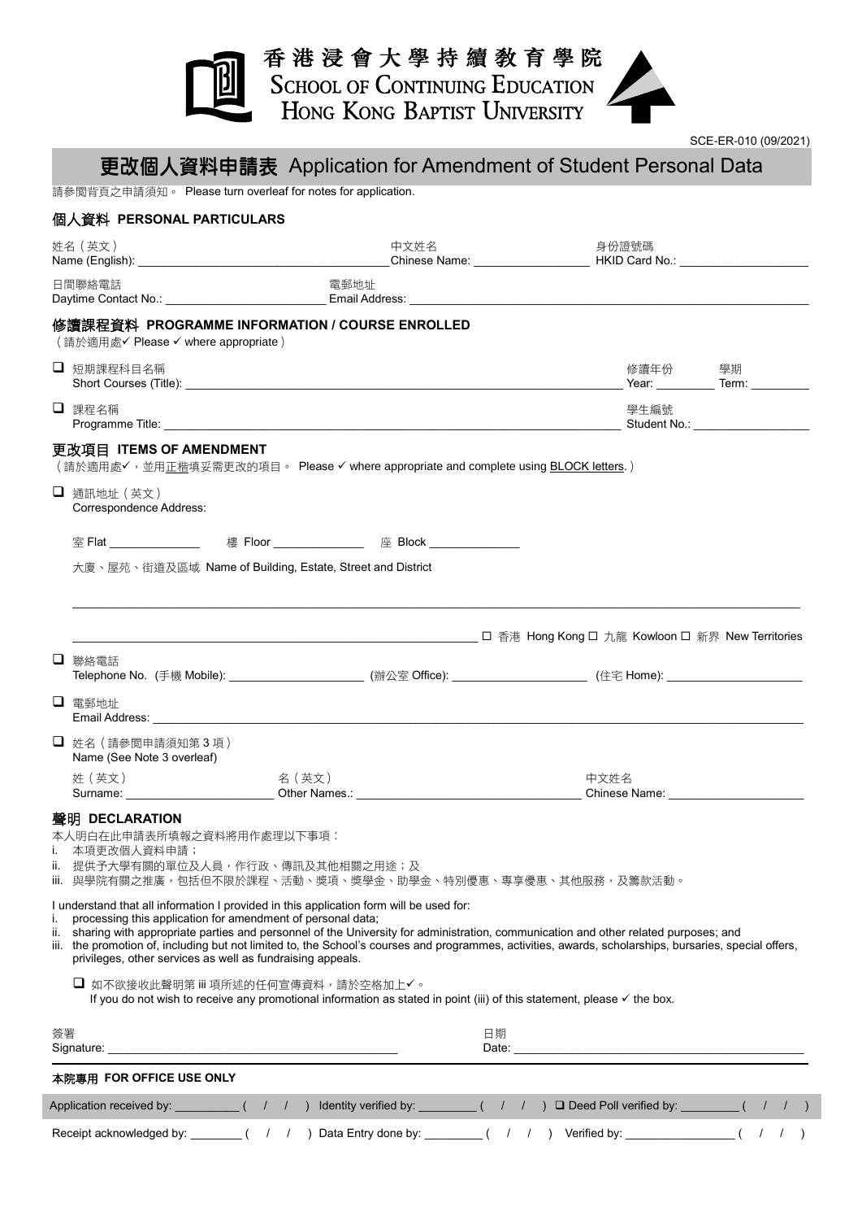香港浸會大學持續教育學院
SCHOOL OF CONTINUING EDUCATION
HONG KONG BAPTIST UNIVERSITY

SCE-ER-010 (09/2021)

# 更改個人資料申請表 Application for Amendment of Student Personal Data

請參閱背頁之申請須知。 Please turn overleaf for notes for application.

## 個人資料 PERSONAL PARTICULARS

姓名（英文）
Name (English): ______________________ 中文姓名 Chinese Name: ______________ 身份證號碼 HKID Card No.: ______________

日間聯絡電話
Daytime Contact No.: ______________ 電郵地址 Email Address: ______________________

## 修讀課程資料 PROGRAMME INFORMATION / COURSE ENROLLED

（請於適用處✓ Please ✓ where appropriate）

☐ 短期課程科目名稱
Short Courses (Title): ______________________ 修讀年份 Year: ________ 學期 Term: ________

☐ 課程名稱
Programme Title: ______________________ 學生編號 Student No.: ______________

## 更改項目 ITEMS OF AMENDMENT

（請於適用處✓，並用正楷填妥需更改的項目。 Please ✓ where appropriate and complete using BLOCK letters.）

☐ 通訊地址（英文）
Correspondence Address:

室 Flat ____________ 樓 Floor ____________ 座 Block ____________

大廈、屋苑、街道及區域 Name of Building, Estate, Street and District

______________________________________________

______________________________________________ ☐ 香港 Hong Kong ☐ 九龍 Kowloon ☐ 新界 New Territories

☐ 聯絡電話
Telephone No. (手機 Mobile): ______________ (辦公室 Office): ______________ (住宅 Home): ______________

☐ 電郵地址
Email Address: ______________________________

☐ 姓名（請參閱申請須知第 3 項）
Name (See Note 3 overleaf)

姓（英文）
Surname: ______________ 名（英文） Other Names.: ______________ 中文姓名 Chinese Name: ______________

## 聲明 DECLARATION

本人明白在此申請表所填報之資料將用作處理以下事項：

i. 本項更改個人資料申請；
ii. 提供予大學有關的單位及人員，作行政、傳訊及其他相關之用途；及
iii. 與學院有關之推廣，包括但不限於課程、活動、奬項、奬學金、助學金、特別優惠、專享優惠、其他服務，及籌款活動。

I understand that all information I provided in this application form will be used for:

i. processing this application for amendment of personal data;
ii. sharing with appropriate parties and personnel of the University for administration, communication and other related purposes; and
iii. the promotion of, including but not limited to, the School's courses and programmes, activities, awards, scholarships, bursaries, special offers, privileges, other services as well as fundraising appeals.

☐ 如不欲接收此聲明第 iii 項所述的任何宣傳資料，請於空格加上✓。
If you do not wish to receive any promotional information as stated in point (iii) of this statement, please ✓ the box.

簽署
Signature: ______________________ 日期 Date: ______________________

## 本院專用 FOR OFFICE USE ONLY

Application received by: ________ ( / / ) Identity verified by: ________ ( / / ) ☐ Deed Poll verified by: ________ ( / / )

Receipt acknowledged by: ________ ( / / ) Data Entry done by: ________ ( / / ) Verified by: ________ ( / / )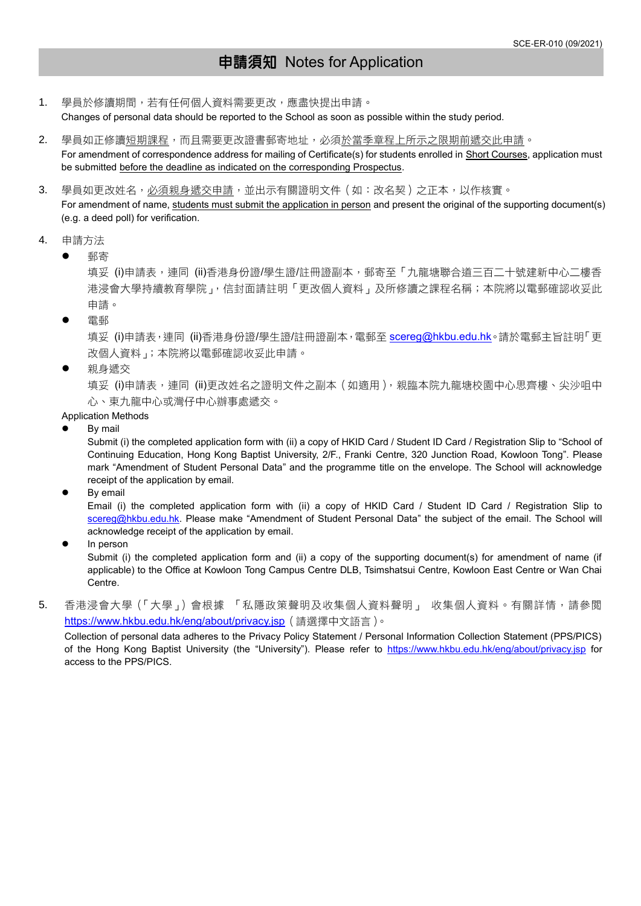SCE-ER-010 (09/2021)

# 申請須知 Notes for Application

1. 學員於修讀期間，若有任何個人資料需要更改，應盡快提出申請。
   Changes of personal data should be reported to the School as soon as possible within the study period.

2. 學員如正修讀<u>短期課程</u>，而且需要更改證書郵寄地址，必須<u>於當季章程上所示之限期前遞交此申請</u>。
   For amendment of correspondence address for mailing of Certificate(s) for students enrolled in <u>Short Courses</u>, application must be submitted <u>before the deadline as indicated on the corresponding Prospectus</u>.

3. 學員如更改姓名，<u>必須親身遞交申請</u>，並出示有關證明文件（如：改名契）之正本，以作核實。
   For amendment of name, <u>students must submit the application in person</u> and present the original of the supporting document(s) (e.g. a deed poll) for verification.

4. 申請方法
   - 郵寄
     填妥 (i)申請表，連同 (ii)香港身份證/學生證/註冊證副本，郵寄至「九龍塘聯合道三百二十號建新中心二樓香港浸會大學持續教育學院」，信封面請註明「更改個人資料」及所修讀之課程名稱；本院將以電郵確認收妥此申請。
   - 電郵
     填妥 (i)申請表，連同 (ii)香港身份證/學生證/註冊證副本，電郵至 scereg@hkbu.edu.hk。請於電郵主旨註明「更改個人資料」；本院將以電郵確認收妥此申請。
   - 親身遞交
     填妥 (i)申請表，連同 (ii)更改姓名之證明文件之副本（如適用），親臨本院九龍塘校園中心思齊樓、尖沙咀中心、東九龍中心或灣仔中心辦事處遞交。

   Application Methods
   - By mail
     Submit (i) the completed application form with (ii) a copy of HKID Card / Student ID Card / Registration Slip to "School of Continuing Education, Hong Kong Baptist University, 2/F., Franki Centre, 320 Junction Road, Kowloon Tong". Please mark "Amendment of Student Personal Data" and the programme title on the envelope. The School will acknowledge receipt of the application by email.
   - By email
     Email (i) the completed application form with (ii) a copy of HKID Card / Student ID Card / Registration Slip to scereg@hkbu.edu.hk. Please make "Amendment of Student Personal Data" the subject of the email. The School will acknowledge receipt of the application by email.
   - In person
     Submit (i) the completed application form and (ii) a copy of the supporting document(s) for amendment of name (if applicable) to the Office at Kowloon Tong Campus Centre DLB, Tsimshatsui Centre, Kowloon East Centre or Wan Chai Centre.

5. 香港浸會大學（「大學」）會根據 「私隱政策聲明及收集個人資料聲明」 收集個人資料。有關詳情，請參閱 https://www.hkbu.edu.hk/eng/about/privacy.jsp（請選擇中文語言）。
   Collection of personal data adheres to the Privacy Policy Statement / Personal Information Collection Statement (PPS/PICS) of the Hong Kong Baptist University (the "University"). Please refer to https://www.hkbu.edu.hk/eng/about/privacy.jsp for access to the PPS/PICS.